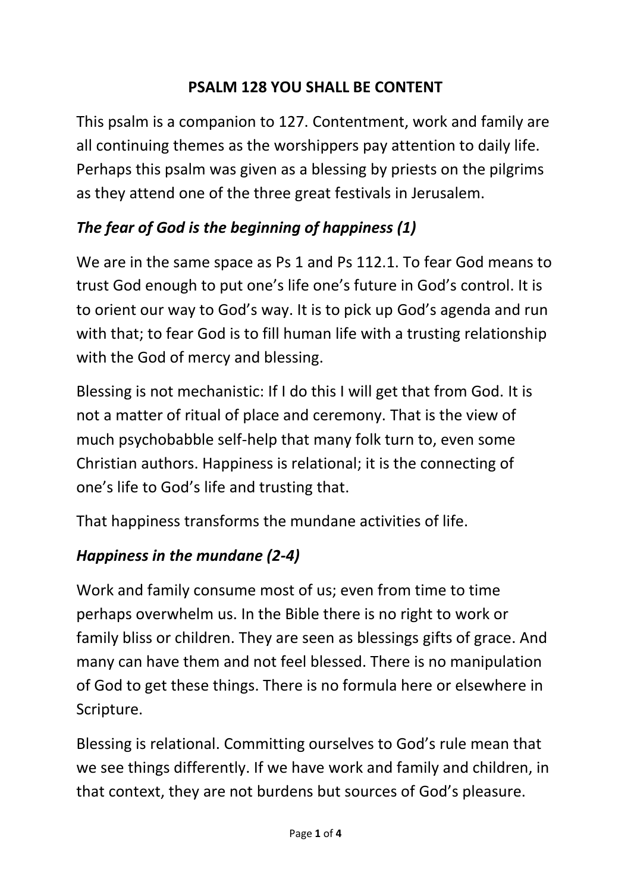# PSALM 128 YOU SHALL BE CONTENT

This psalm is a companion to 127. Contentment, work and family are all continuing themes as the worshippers pay attention to daily life. Perhaps this psalm was given as a blessing by priests on the pilgrims as they attend one of the three great festivals in Jerusalem.

## *The fear of God is the beginning of happiness (1)*

We are in the same space as Ps 1 and Ps 112.1. To fear God means to trust God enough to put one's life one's future in God's control. It is to orient our way to God's way. It is to pick up God's agenda and run with that; to fear God is to fill human life with a trusting relationship with the God of mercy and blessing.

Blessing is not mechanistic: If I do this I will get that from God. It is not a matter of ritual of place and ceremony. That is the view of much psychobabble self-help that many folk turn to, even some Christian authors. Happiness is relational; it is the connecting of one's life to God's life and trusting that.

That happiness transforms the mundane activities of life.

## *Happiness in the mundane (2-4)*

Work and family consume most of us; even from time to time perhaps overwhelm us. In the Bible there is no right to work or family bliss or children. They are seen as blessings gifts of grace. And many can have them and not feel blessed. There is no manipulation of God to get these things. There is no formula here or elsewhere in Scripture.

Blessing is relational. Committing ourselves to God's rule mean that we see things differently. If we have work and family and children, in that context, they are not burdens but sources of God's pleasure.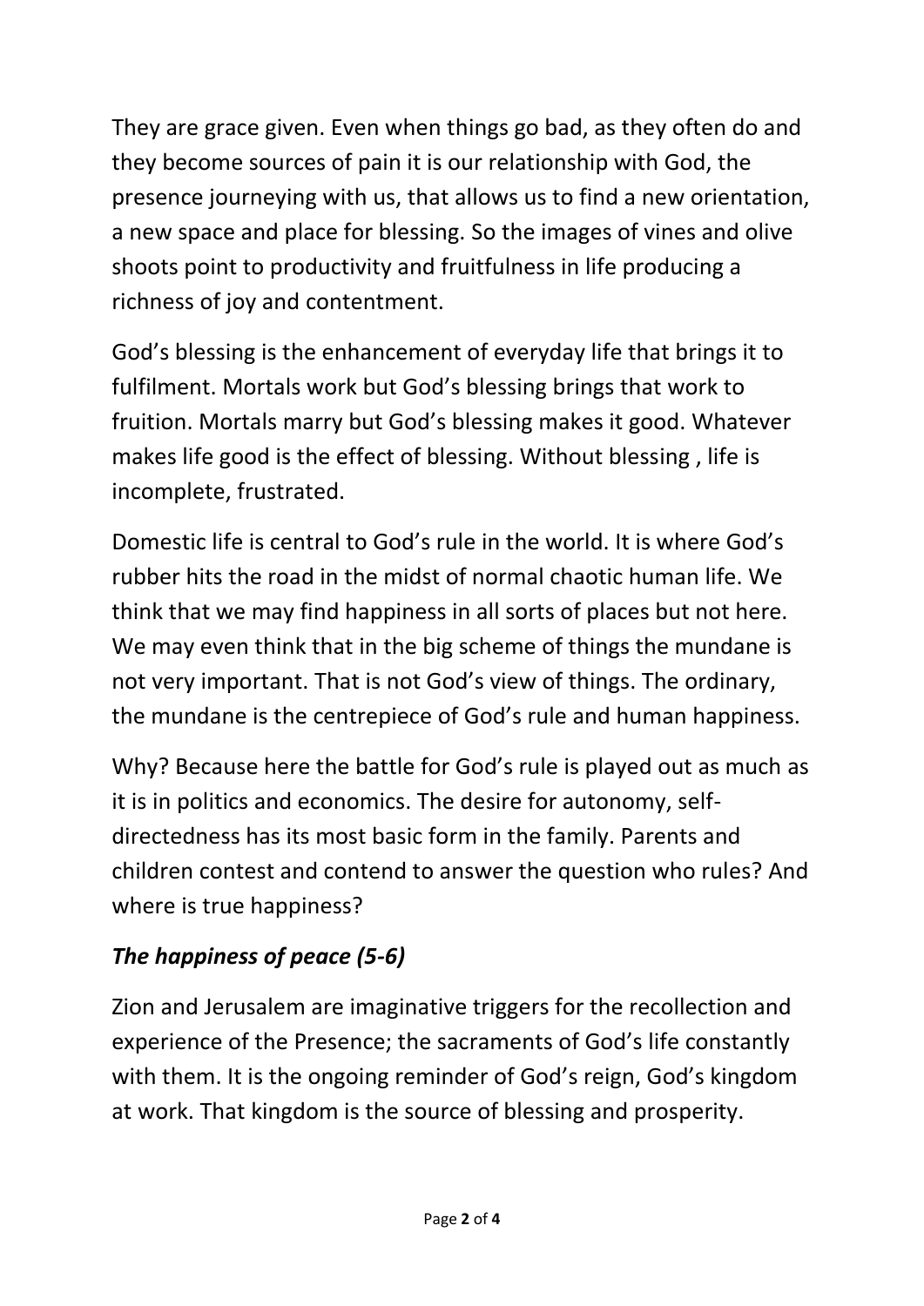They are grace given. Even when things go bad, as they often do and they become sources of pain it is our relationship with God, the presence journeying with us, that allows us to find a new orientation, a new space and place for blessing. So the images of vines and olive shoots point to productivity and fruitfulness in life producing a richness of joy and contentment.

God's blessing is the enhancement of everyday life that brings it to fulfilment. Mortals work but God's blessing brings that work to fruition. Mortals marry but God's blessing makes it good. Whatever makes life good is the effect of blessing. Without blessing , life is incomplete, frustrated.

Domestic life is central to God's rule in the world. It is where God's rubber hits the road in the midst of normal chaotic human life. We think that we may find happiness in all sorts of places but not here. We may even think that in the big scheme of things the mundane is not very important. That is not God's view of things. The ordinary, the mundane is the centrepiece of God's rule and human happiness.

Why? Because here the battle for God's rule is played out as much as it is in politics and economics. The desire for autonomy, self-directedness has its most basic form in the family. Parents and children contest and contend to answer the question who rules? And where is true happiness?

### *The happiness of peace (5-6)*

Zion and Jerusalem are imaginative triggers for the recollection and experience of the Presence; the sacraments of God's life constantly with them. It is the ongoing reminder of God's reign, God's kingdom at work. That kingdom is the source of blessing and prosperity.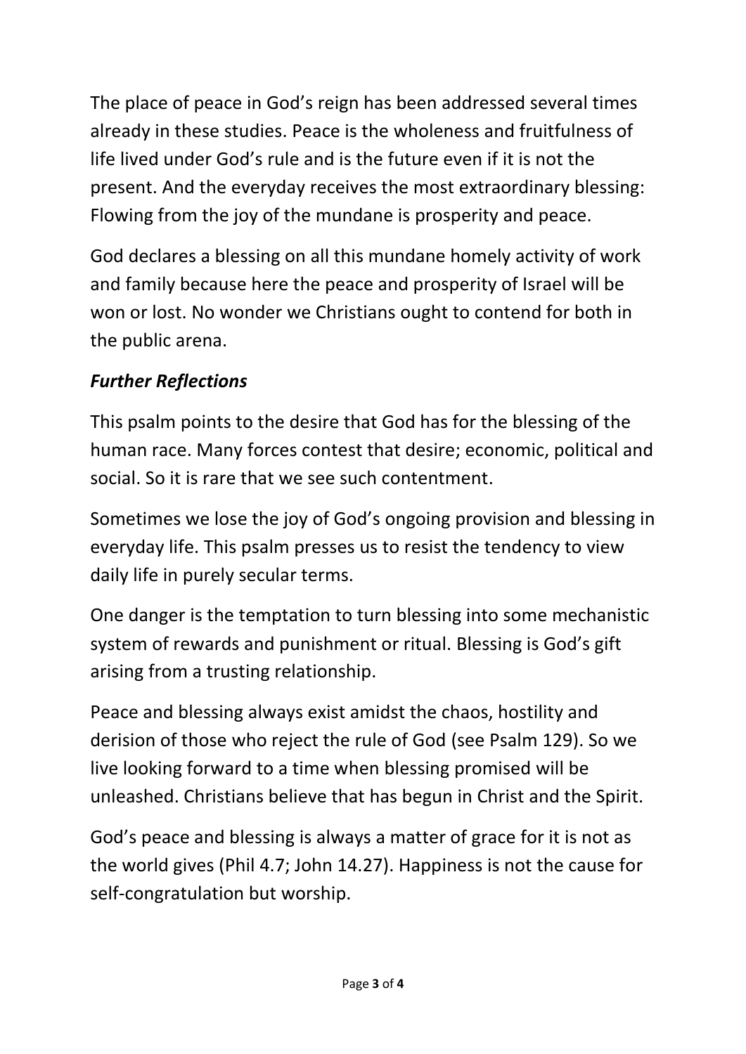The place of peace in God's reign has been addressed several times already in these studies. Peace is the wholeness and fruitfulness of life lived under God's rule and is the future even if it is not the present. And the everyday receives the most extraordinary blessing: Flowing from the joy of the mundane is prosperity and peace.

God declares a blessing on all this mundane homely activity of work and family because here the peace and prosperity of Israel will be won or lost. No wonder we Christians ought to contend for both in the public arena.

***Further Reflections***

This psalm points to the desire that God has for the blessing of the human race. Many forces contest that desire; economic, political and social. So it is rare that we see such contentment.

Sometimes we lose the joy of God's ongoing provision and blessing in everyday life. This psalm presses us to resist the tendency to view daily life in purely secular terms.

One danger is the temptation to turn blessing into some mechanistic system of rewards and punishment or ritual. Blessing is God's gift arising from a trusting relationship.

Peace and blessing always exist amidst the chaos, hostility and derision of those who reject the rule of God (see Psalm 129). So we live looking forward to a time when blessing promised will be unleashed. Christians believe that has begun in Christ and the Spirit.

God's peace and blessing is always a matter of grace for it is not as the world gives (Phil 4.7; John 14.27). Happiness is not the cause for self-congratulation but worship.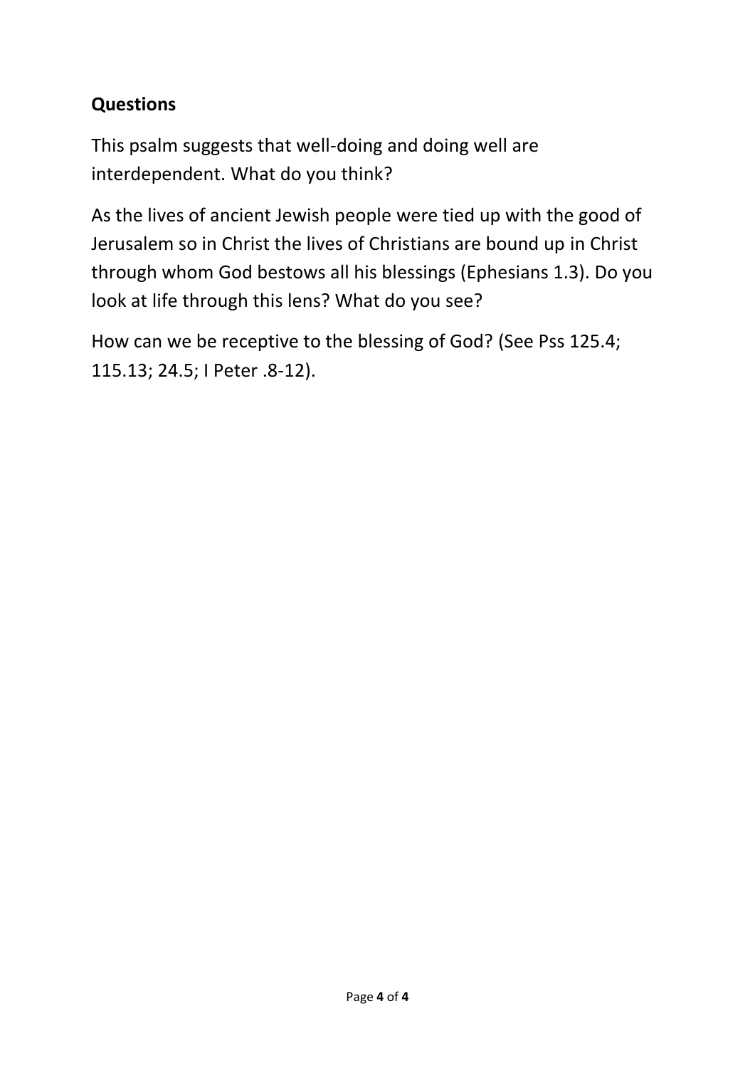## Questions

This psalm suggests that well-doing and doing well are interdependent. What do you think?

As the lives of ancient Jewish people were tied up with the good of Jerusalem so in Christ the lives of Christians are bound up in Christ through whom God bestows all his blessings (Ephesians 1.3). Do you look at life through this lens? What do you see?

How can we be receptive to the blessing of God? (See Pss 125.4; 115.13; 24.5; I Peter .8-12).